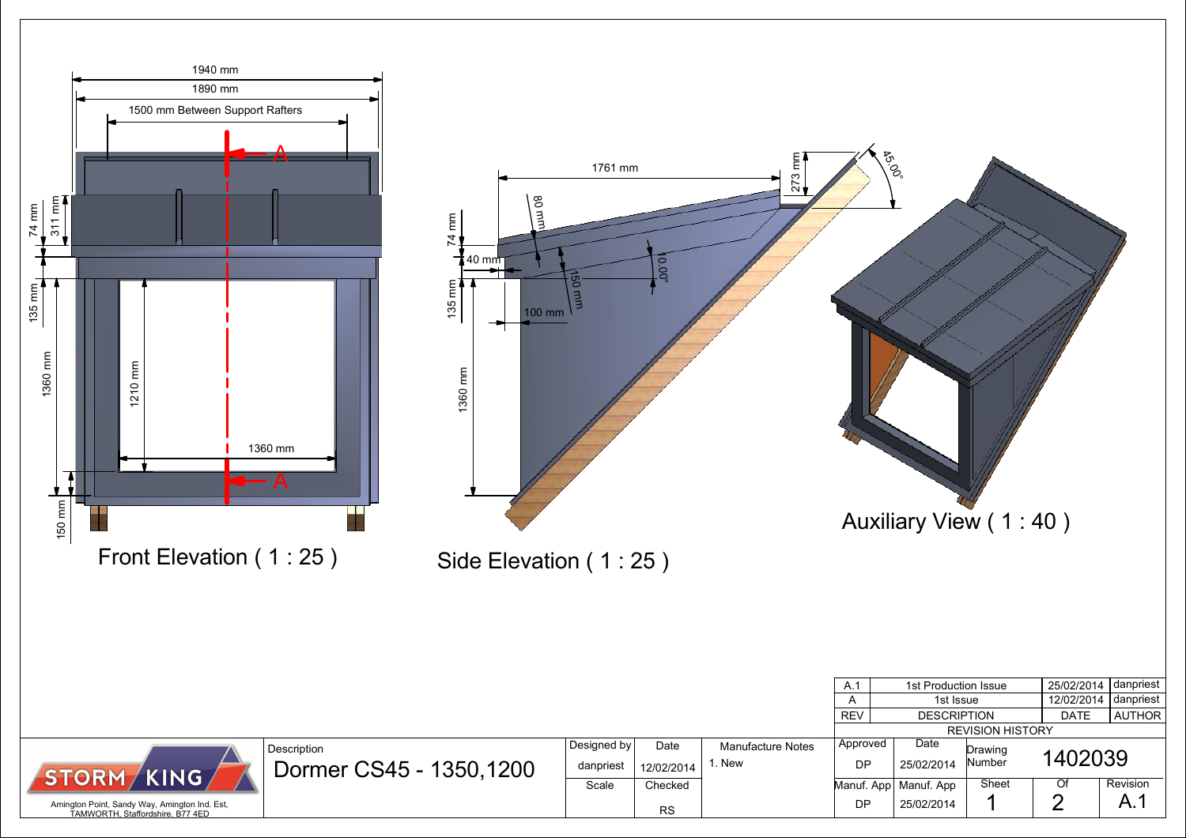## Front Elevation ( 1 : 25 )

1940 mm
1890 mm
1500 mm Between Support Rafters
74 mm
311 mm
135 mm
1360 mm
1210 mm
1360 mm
150 mm
A
A

## Side Elevation ( 1 : 25 )

1761 mm
273 mm
45.00°
80 mm
74 mm
40 mm
10.00°
150 mm
135 mm
100 mm
1360 mm

## Auxiliary View ( 1 : 40 )

| REV | DESCRIPTION | DATE | AUTHOR |
| --- | --- | --- | --- |
| A.1 | 1st Production Issue | 25/02/2014 | danpriest |
| A | 1st Issue | 12/02/2014 | danpriest |

REVISION HISTORY

STORM KING

Amington Point, Sandy Way, Amington Ind. Est, TAMWORTH, Staffordshire. B77 4ED

| Description | Designed by | Date | Manufacture Notes | Approved | Date | Drawing Number | |
| --- | --- | --- | --- | --- | --- | --- | --- |
| Dormer CS45 - 1350,1200 | danpriest | 12/02/2014 | 1. New | DP | 25/02/2014 | 1402039 | |
| | Scale | Checked | | Manuf. App | Manuf. App | Sheet | Of | Revision |
| | | RS | | DP | 25/02/2014 | 1 | 2 | A.1 |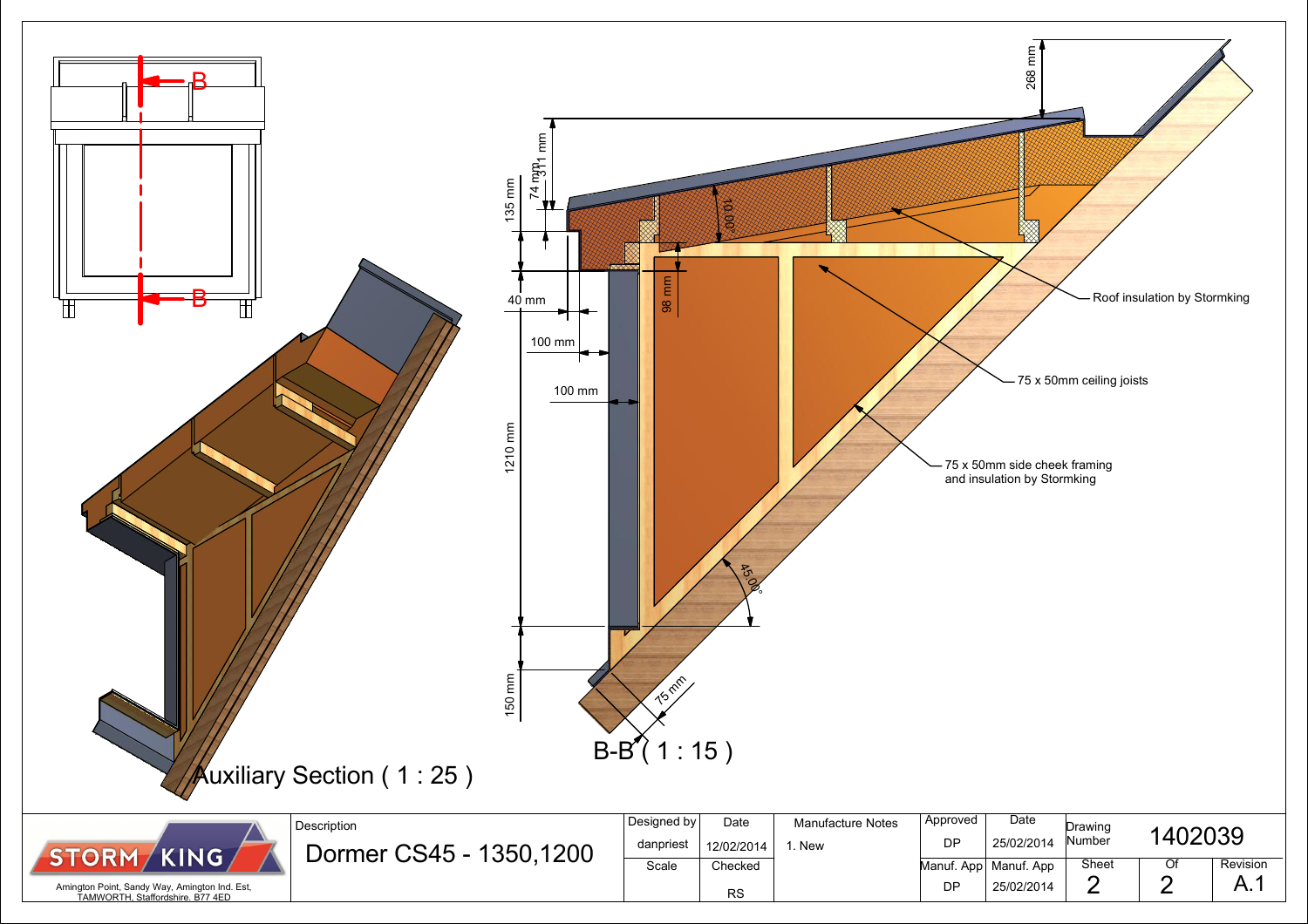B-B ( 1 : 15 )

268 mm

311 mm

74 mm

135 mm

10.00°

98 mm

40 mm

100 mm

100 mm

1210 mm

45.00°

150 mm

75 mm

Roof insulation by Stormking

75 x 50mm ceiling joists

75 x 50mm side cheek framing
and insulation by Stormking

Auxiliary Section ( 1 : 25 )

B

B

| STORM KING | Description | Designed by | Date | Manufacture Notes | Approved | Date | Drawing Number | 1402039 | |
|---|---|---|---|---|---|---|---|---|---|
| Amington Point, Sandy Way, Amington Ind. Est, TAMWORTH, Staffordshire. B77 4ED | Dormer CS45 - 1350,1200 | danpriest | 12/02/2014 | 1. New | DP | 25/02/2014 | | | |
| | | Scale | Checked | | Manuf. App | Manuf. App | Sheet | Of | Revision |
| | | | RS | | DP | 25/02/2014 | 2 | 2 | A.1 |